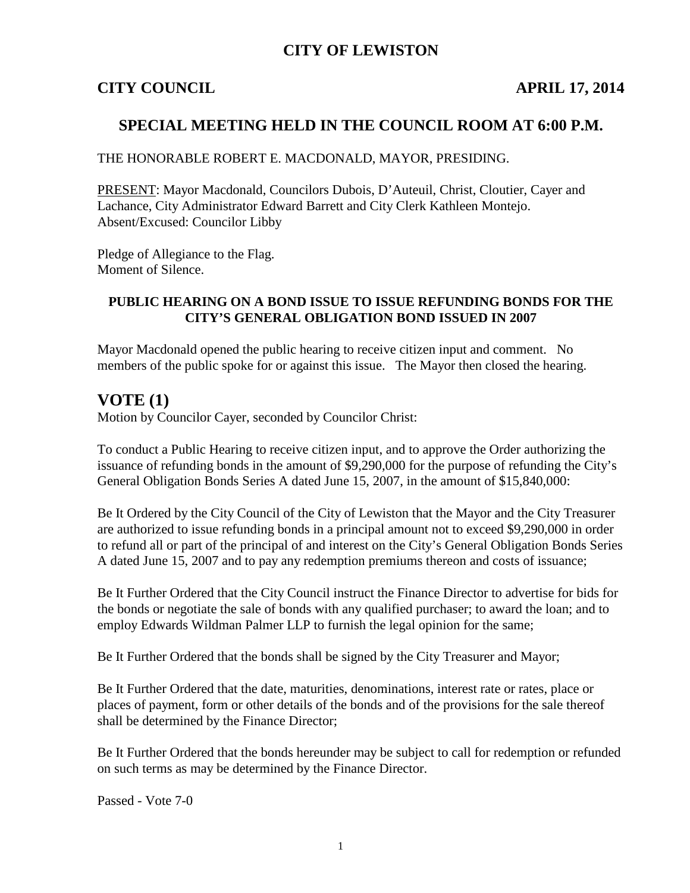# CITY OF LEWISTON

**CITY COUNCIL** **APRIL 17, 2014**

## SPECIAL MEETING HELD IN THE COUNCIL ROOM AT 6:00 P.M.

THE HONORABLE ROBERT E. MACDONALD, MAYOR, PRESIDING.

PRESENT: Mayor Macdonald, Councilors Dubois, D'Auteuil, Christ, Cloutier, Cayer and Lachance, City Administrator Edward Barrett and City Clerk Kathleen Montejo.
Absent/Excused: Councilor Libby

Pledge of Allegiance to the Flag.
Moment of Silence.

**PUBLIC HEARING ON A BOND ISSUE TO ISSUE REFUNDING BONDS FOR THE CITY'S GENERAL OBLIGATION BOND ISSUED IN 2007**

Mayor Macdonald opened the public hearing to receive citizen input and comment. No members of the public spoke for or against this issue. The Mayor then closed the hearing.

## VOTE (1)

Motion by Councilor Cayer, seconded by Councilor Christ:

To conduct a Public Hearing to receive citizen input, and to approve the Order authorizing the issuance of refunding bonds in the amount of $9,290,000 for the purpose of refunding the City's General Obligation Bonds Series A dated June 15, 2007, in the amount of $15,840,000:

Be It Ordered by the City Council of the City of Lewiston that the Mayor and the City Treasurer are authorized to issue refunding bonds in a principal amount not to exceed $9,290,000 in order to refund all or part of the principal of and interest on the City's General Obligation Bonds Series A dated June 15, 2007 and to pay any redemption premiums thereon and costs of issuance;

Be It Further Ordered that the City Council instruct the Finance Director to advertise for bids for the bonds or negotiate the sale of bonds with any qualified purchaser; to award the loan; and to employ Edwards Wildman Palmer LLP to furnish the legal opinion for the same;

Be It Further Ordered that the bonds shall be signed by the City Treasurer and Mayor;

Be It Further Ordered that the date, maturities, denominations, interest rate or rates, place or places of payment, form or other details of the bonds and of the provisions for the sale thereof shall be determined by the Finance Director;

Be It Further Ordered that the bonds hereunder may be subject to call for redemption or refunded on such terms as may be determined by the Finance Director.

Passed - Vote 7-0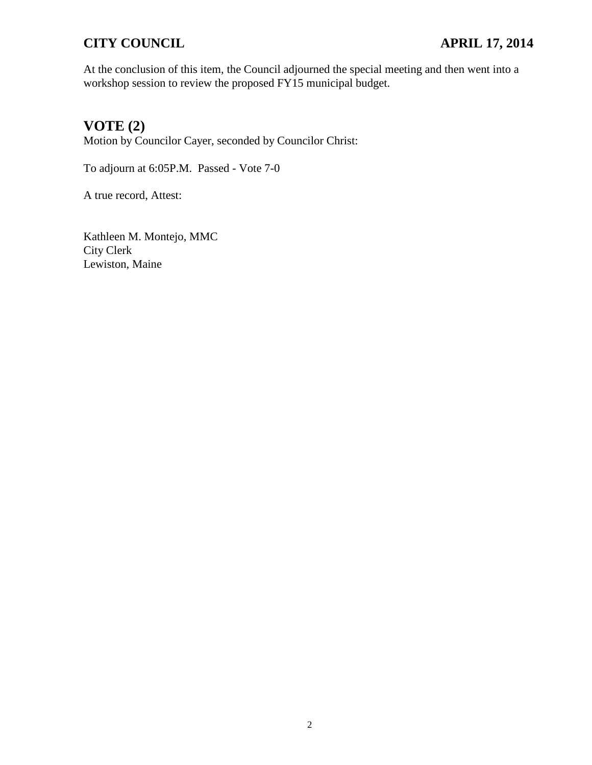At the conclusion of this item, the Council adjourned the special meeting and then went into a workshop session to review the proposed FY15 municipal budget.

## VOTE (2)

Motion by Councilor Cayer, seconded by Councilor Christ:

To adjourn at 6:05P.M. Passed - Vote 7-0

A true record, Attest:

Kathleen M. Montejo, MMC
City Clerk
Lewiston, Maine